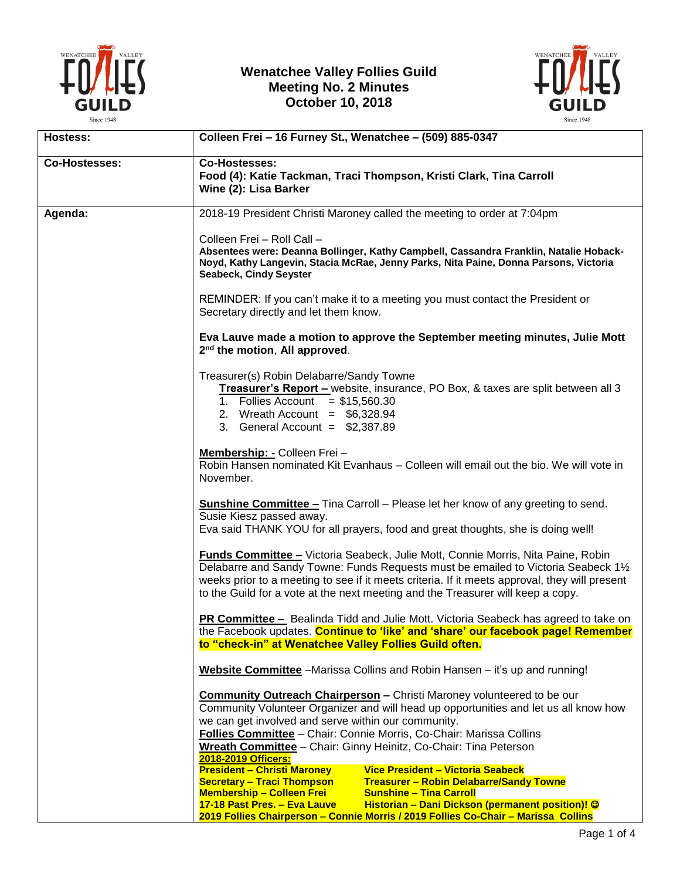# Wenatchee Valley Follies Guild
## Meeting No. 2 Minutes
## October 10, 2018

| | |
|---|---|
| **Hostess:** | **Colleen Frei – 16 Furney St., Wenatchee – (509) 885-0347** |
| **Co-Hostesses:** | **Co-Hostesses:**<br>**Food (4): Katie Tackman, Traci Thompson, Kristi Clark, Tina Carroll**<br>**Wine (2): Lisa Barker** |
| **Agenda:** | 2018-19 President Christi Maroney called the meeting to order at 7:04pm<br><br>Colleen Frei – Roll Call –<br>**Absentees were: Deanna Bollinger, Kathy Campbell, Cassandra Franklin, Natalie Hoback-Noyd, Kathy Langevin, Stacia McRae, Jenny Parks, Nita Paine, Donna Parsons, Victoria Seabeck, Cindy Seyster**<br><br>REMINDER: If you can't make it to a meeting you must contact the President or Secretary directly and let them know.<br><br>**Eva Lauve made a motion to approve the September meeting minutes, Julie Mott 2nd the motion**, **All approved**.<br><br>Treasurer(s) Robin Delabarre/Sandy Towne<br>**Treasurer's Report –** website, insurance, PO Box, & taxes are split between all 3<br>1. Follies Account = $15,560.30<br>2. Wreath Account = $6,328.94<br>3. General Account = $2,387.89<br><br>**Membership: -** Colleen Frei –<br>Robin Hansen nominated Kit Evanhaus – Colleen will email out the bio. We will vote in November.<br><br>**Sunshine Committee –** Tina Carroll – Please let her know of any greeting to send.<br>Susie Kiesz passed away.<br>Eva said THANK YOU for all prayers, food and great thoughts, she is doing well!<br><br>**Funds Committee –** Victoria Seabeck, Julie Mott, Connie Morris, Nita Paine, Robin Delabarre and Sandy Towne: Funds Requests must be emailed to Victoria Seabeck 1½ weeks prior to a meeting to see if it meets criteria. If it meets approval, they will present to the Guild for a vote at the next meeting and the Treasurer will keep a copy.<br><br>**PR Committee –** Bealinda Tidd and Julie Mott. Victoria Seabeck has agreed to take on the Facebook updates. **Continue to 'like' and 'share' our facebook page! Remember to "check-in" at Wenatchee Valley Follies Guild often.**<br><br>**Website Committee** –Marissa Collins and Robin Hansen – it's up and running!<br><br>**Community Outreach Chairperson –** Christi Maroney volunteered to be our Community Volunteer Organizer and will head up opportunities and let us all know how we can get involved and serve within our community.<br>**Follies Committee** – Chair: Connie Morris, Co-Chair: Marissa Collins<br>**Wreath Committee** – Chair: Ginny Heinitz, Co-Chair: Tina Peterson<br>**2018-2019 Officers:**<br>**President – Christi Maroney** **Vice President – Victoria Seabeck**<br>**Secretary – Traci Thompson** **Treasurer – Robin Delabarre/Sandy Towne**<br>**Membership – Colleen Frei** **Sunshine – Tina Carroll**<br>**17-18 Past Pres. – Eva Lauve** **Historian – Dani Dickson (permanent position)! ☺**<br>**2019 Follies Chairperson – Connie Morris / 2019 Follies Co-Chair – Marissa Collins** |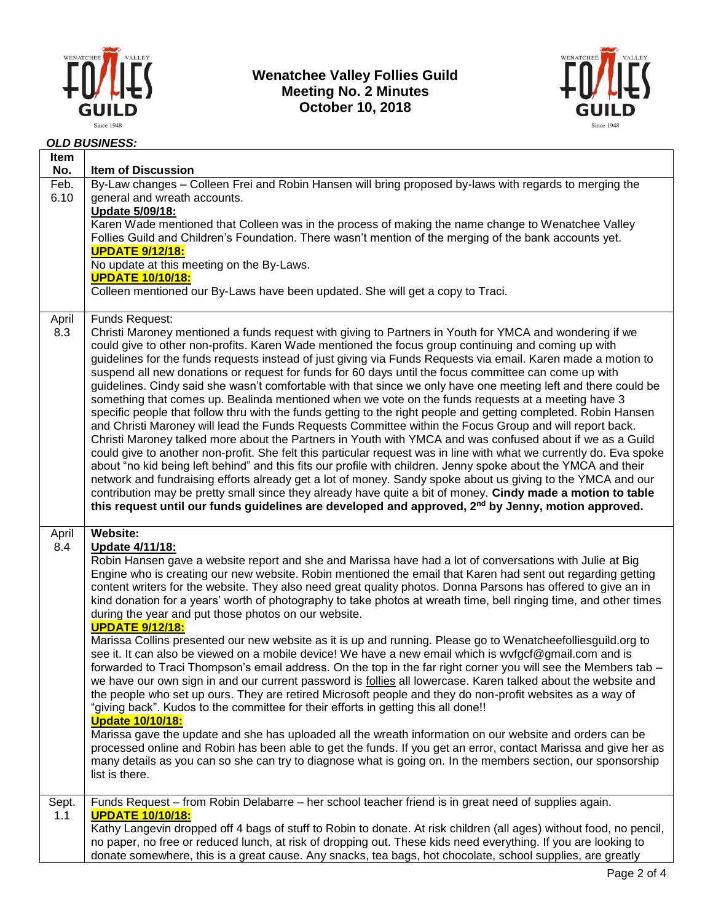# Wenatchee Valley Follies Guild
## Meeting No. 2 Minutes
## October 10, 2018

***OLD BUSINESS:***

| Item No. | Item of Discussion |
|---|---|
| Feb. 6.10 | By-Law changes – Colleen Frei and Robin Hansen will bring proposed by-laws with regards to merging the general and wreath accounts.<br>**Update 5/09/18:**<br>Karen Wade mentioned that Colleen was in the process of making the name change to Wenatchee Valley Follies Guild and Children's Foundation. There wasn't mention of the merging of the bank accounts yet.<br>**UPDATE 9/12/18:**<br>No update at this meeting on the By-Laws.<br>**UPDATE 10/10/18:**<br>Colleen mentioned our By-Laws have been updated. She will get a copy to Traci. |
| April 8.3 | Funds Request:<br>Christi Maroney mentioned a funds request with giving to Partners in Youth for YMCA and wondering if we could give to other non-profits. Karen Wade mentioned the focus group continuing and coming up with guidelines for the funds requests instead of just giving via Funds Requests via email. Karen made a motion to suspend all new donations or request for funds for 60 days until the focus committee can come up with guidelines. Cindy said she wasn't comfortable with that since we only have one meeting left and there could be something that comes up. Bealinda mentioned when we vote on the funds requests at a meeting have 3 specific people that follow thru with the funds getting to the right people and getting completed. Robin Hansen and Christi Maroney will lead the Funds Requests Committee within the Focus Group and will report back. Christi Maroney talked more about the Partners in Youth with YMCA and was confused about if we as a Guild could give to another non-profit. She felt this particular request was in line with what we currently do. Eva spoke about "no kid being left behind" and this fits our profile with children. Jenny spoke about the YMCA and their network and fundraising efforts already get a lot of money. Sandy spoke about us giving to the YMCA and our contribution may be pretty small since they already have quite a bit of money. **Cindy made a motion to table this request until our funds guidelines are developed and approved, 2nd by Jenny, motion approved.** |
| April 8.4 | **Website:**<br>**Update 4/11/18:**<br>Robin Hansen gave a website report and she and Marissa have had a lot of conversations with Julie at Big Engine who is creating our new website. Robin mentioned the email that Karen had sent out regarding getting content writers for the website. They also need great quality photos. Donna Parsons has offered to give an in kind donation for a years' worth of photography to take photos at wreath time, bell ringing time, and other times during the year and put those photos on our website.<br>**UPDATE 9/12/18:**<br>Marissa Collins presented our new website as it is up and running. Please go to Wenatcheefolliesguild.org to see it. It can also be viewed on a mobile device! We have a new email which is wvfgcf@gmail.com and is forwarded to Traci Thompson's email address. On the top in the far right corner you will see the Members tab – we have our own sign in and our current password is <u>follies</u> all lowercase. Karen talked about the website and the people who set up ours. They are retired Microsoft people and they do non-profit websites as a way of "giving back". Kudos to the committee for their efforts in getting this all done!!<br>**Update 10/10/18:**<br>Marissa gave the update and she has uploaded all the wreath information on our website and orders can be processed online and Robin has been able to get the funds. If you get an error, contact Marissa and give her as many details as you can so she can try to diagnose what is going on. In the members section, our sponsorship list is there. |
| Sept. 1.1 | Funds Request – from Robin Delabarre – her school teacher friend is in great need of supplies again.<br>**UPDATE 10/10/18:**<br>Kathy Langevin dropped off 4 bags of stuff to Robin to donate. At risk children (all ages) without food, no pencil, no paper, no free or reduced lunch, at risk of dropping out. These kids need everything. If you are looking to donate somewhere, this is a great cause. Any snacks, tea bags, hot chocolate, school supplies, are greatly |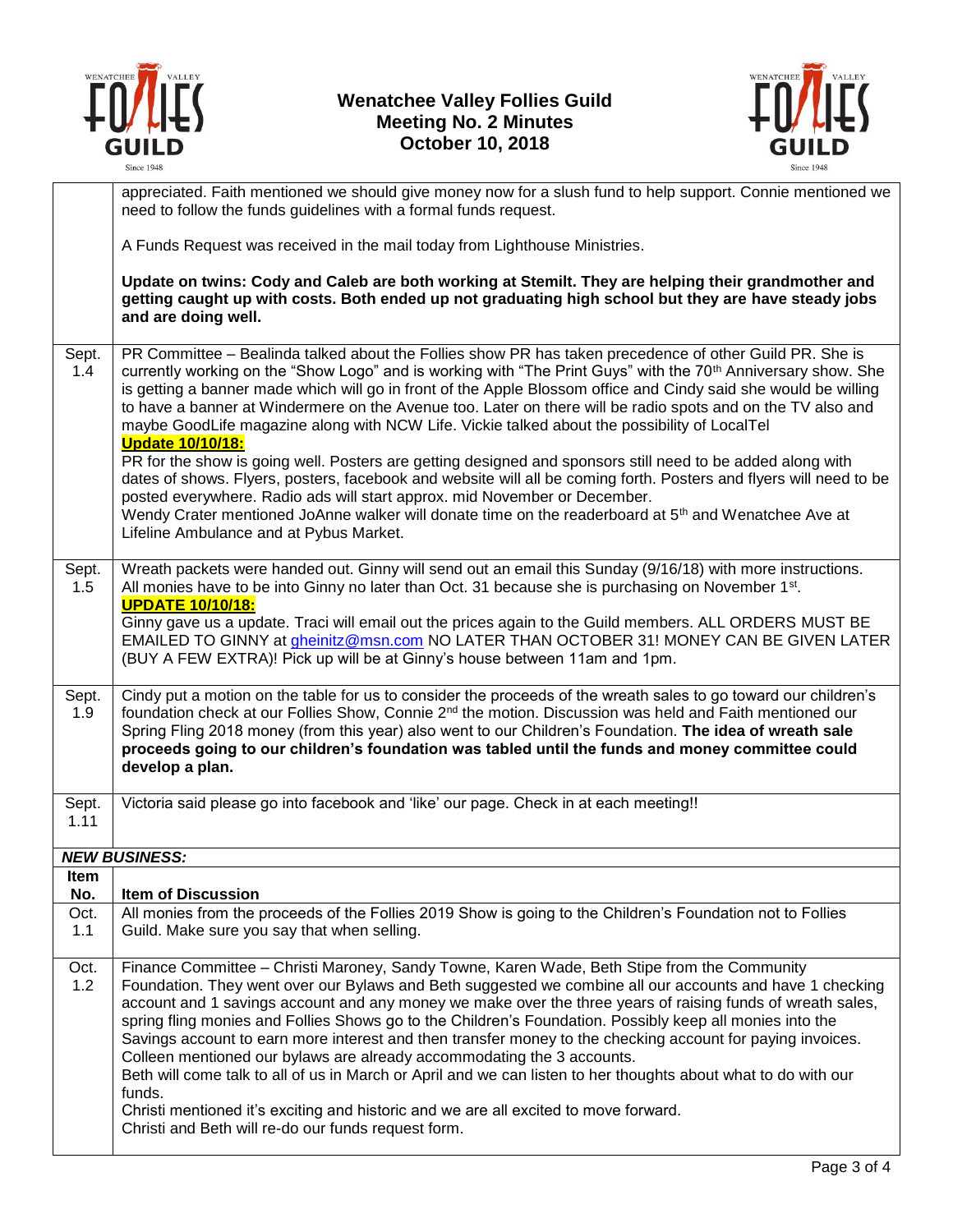# Wenatchee Valley Follies Guild
## Meeting No. 2 Minutes
## October 10, 2018

| | |
|---|---|
| | appreciated. Faith mentioned we should give money now for a slush fund to help support. Connie mentioned we need to follow the funds guidelines with a formal funds request.<br><br>A Funds Request was received in the mail today from Lighthouse Ministries.<br><br>**Update on twins: Cody and Caleb are both working at Stemilt. They are helping their grandmother and getting caught up with costs. Both ended up not graduating high school but they are have steady jobs and are doing well.** |
| Sept. 1.4 | PR Committee – Bealinda talked about the Follies show PR has taken precedence of other Guild PR. She is currently working on the "Show Logo" and is working with "The Print Guys" with the 70th Anniversary show. She is getting a banner made which will go in front of the Apple Blossom office and Cindy said she would be willing to have a banner at Windermere on the Avenue too. Later on there will be radio spots and on the TV also and maybe GoodLife magazine along with NCW Life. Vickie talked about the possibility of LocalTel<br>**Update 10/10/18:**<br>PR for the show is going well. Posters are getting designed and sponsors still need to be added along with dates of shows. Flyers, posters, facebook and website will all be coming forth. Posters and flyers will need to be posted everywhere. Radio ads will start approx. mid November or December.<br>Wendy Crater mentioned JoAnne walker will donate time on the readerboard at 5th and Wenatchee Ave at Lifeline Ambulance and at Pybus Market. |
| Sept. 1.5 | Wreath packets were handed out. Ginny will send out an email this Sunday (9/16/18) with more instructions. All monies have to be into Ginny no later than Oct. 31 because she is purchasing on November 1st.<br>**UPDATE 10/10/18:**<br>Ginny gave us a update. Traci will email out the prices again to the Guild members. ALL ORDERS MUST BE EMAILED TO GINNY at gheinitz@msn.com NO LATER THAN OCTOBER 31! MONEY CAN BE GIVEN LATER (BUY A FEW EXTRA)! Pick up will be at Ginny's house between 11am and 1pm. |
| Sept. 1.9 | Cindy put a motion on the table for us to consider the proceeds of the wreath sales to go toward our children's foundation check at our Follies Show, Connie 2nd the motion. Discussion was held and Faith mentioned our Spring Fling 2018 money (from this year) also went to our Children's Foundation. **The idea of wreath sale proceeds going to our children's foundation was tabled until the funds and money committee could develop a plan.** |
| Sept. 1.11 | Victoria said please go into facebook and 'like' our page. Check in at each meeting!! |
| ***NEW BUSINESS:*** | |
| **Item No.** | **Item of Discussion** |
| Oct. 1.1 | All monies from the proceeds of the Follies 2019 Show is going to the Children's Foundation not to Follies Guild. Make sure you say that when selling. |
| Oct. 1.2 | Finance Committee – Christi Maroney, Sandy Towne, Karen Wade, Beth Stipe from the Community Foundation. They went over our Bylaws and Beth suggested we combine all our accounts and have 1 checking account and 1 savings account and any money we make over the three years of raising funds of wreath sales, spring fling monies and Follies Shows go to the Children's Foundation. Possibly keep all monies into the Savings account to earn more interest and then transfer money to the checking account for paying invoices. Colleen mentioned our bylaws are already accommodating the 3 accounts.<br>Beth will come talk to all of us in March or April and we can listen to her thoughts about what to do with our funds.<br>Christi mentioned it's exciting and historic and we are all excited to move forward.<br>Christi and Beth will re-do our funds request form. |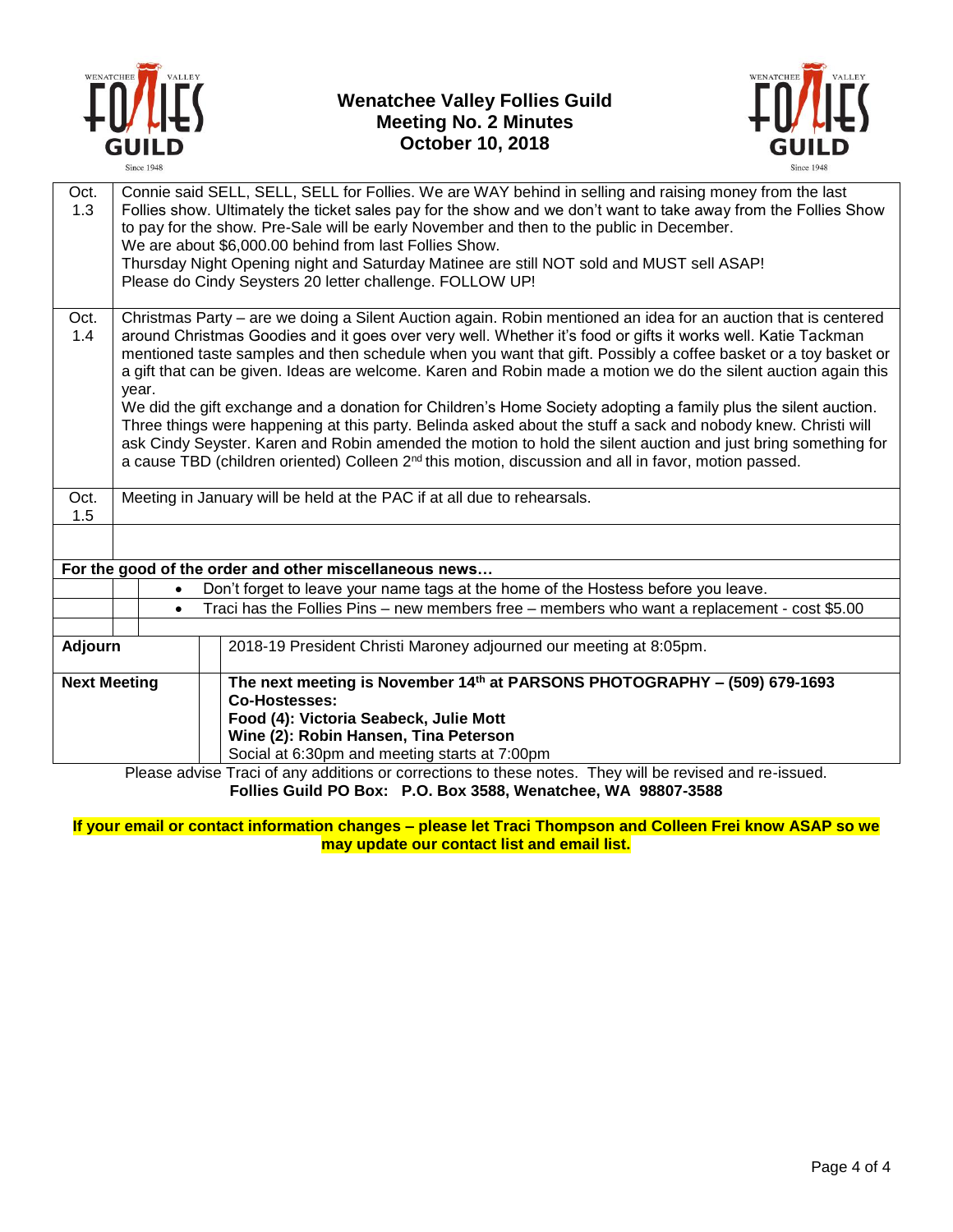# Wenatchee Valley Follies Guild
## Meeting No. 2 Minutes
## October 10, 2018

| | |
|---|---|
| Oct. 1.3 | Connie said SELL, SELL, SELL for Follies. We are WAY behind in selling and raising money from the last Follies show. Ultimately the ticket sales pay for the show and we don't want to take away from the Follies Show to pay for the show. Pre-Sale will be early November and then to the public in December.<br>We are about $6,000.00 behind from last Follies Show.<br>Thursday Night Opening night and Saturday Matinee are still NOT sold and MUST sell ASAP!<br>Please do Cindy Seysters 20 letter challenge. FOLLOW UP! |
| Oct. 1.4 | Christmas Party – are we doing a Silent Auction again. Robin mentioned an idea for an auction that is centered around Christmas Goodies and it goes over very well. Whether it's food or gifts it works well. Katie Tackman mentioned taste samples and then schedule when you want that gift. Possibly a coffee basket or a toy basket or a gift that can be given. Ideas are welcome. Karen and Robin made a motion we do the silent auction again this year.<br>We did the gift exchange and a donation for Children's Home Society adopting a family plus the silent auction. Three things were happening at this party. Belinda asked about the stuff a sack and nobody knew. Christi will ask Cindy Seyster. Karen and Robin amended the motion to hold the silent auction and just bring something for a cause TBD (children oriented) Colleen 2nd this motion, discussion and all in favor, motion passed. |
| Oct. 1.5 | Meeting in January will be held at the PAC if at all due to rehearsals. |

**For the good of the order and other miscellaneous news…**

- Don't forget to leave your name tags at the home of the Hostess before you leave.
- Traci has the Follies Pins – new members free – members who want a replacement - cost $5.00

| | |
|---|---|
| **Adjourn** | 2018-19 President Christi Maroney adjourned our meeting at 8:05pm. |
| **Next Meeting** | **The next meeting is November 14th at PARSONS PHOTOGRAPHY – (509) 679-1693**<br>**Co-Hostesses:**<br>**Food (4): Victoria Seabeck, Julie Mott**<br>**Wine (2): Robin Hansen, Tina Peterson**<br>Social at 6:30pm and meeting starts at 7:00pm |

Please advise Traci of any additions or corrections to these notes. They will be revised and re-issued.

**Follies Guild PO Box: P.O. Box 3588, Wenatchee, WA 98807-3588**

**If your email or contact information changes – please let Traci Thompson and Colleen Frei know ASAP so we may update our contact list and email list.**